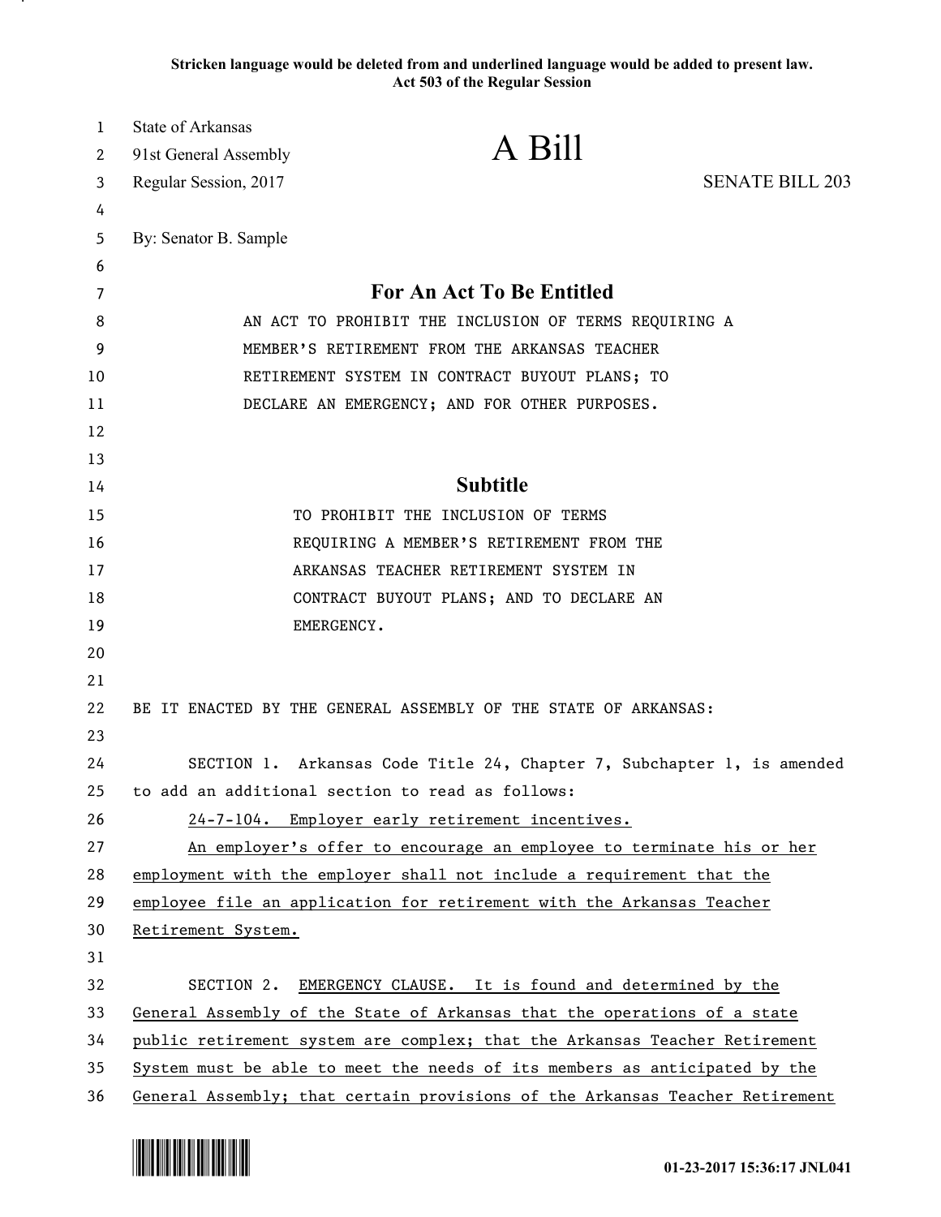**Stricken language would be deleted from and underlined language would be added to present law.**
**Act 503 of the Regular Session**

State of Arkansas
91st General Assembly
Regular Session, 2017

# A Bill

SENATE BILL 203

By: Senator B. Sample

## For An Act To Be Entitled

AN ACT TO PROHIBIT THE INCLUSION OF TERMS REQUIRING A MEMBER'S RETIREMENT FROM THE ARKANSAS TEACHER RETIREMENT SYSTEM IN CONTRACT BUYOUT PLANS; TO DECLARE AN EMERGENCY; AND FOR OTHER PURPOSES.

## Subtitle

TO PROHIBIT THE INCLUSION OF TERMS REQUIRING A MEMBER'S RETIREMENT FROM THE ARKANSAS TEACHER RETIREMENT SYSTEM IN CONTRACT BUYOUT PLANS; AND TO DECLARE AN EMERGENCY.

BE IT ENACTED BY THE GENERAL ASSEMBLY OF THE STATE OF ARKANSAS:

SECTION 1. Arkansas Code Title 24, Chapter 7, Subchapter 1, is amended to add an additional section to read as follows:

<u>24-7-104. Employer early retirement incentives.</u>

<u>An employer's offer to encourage an employee to terminate his or her employment with the employer shall not include a requirement that the employee file an application for retirement with the Arkansas Teacher Retirement System.</u>

SECTION 2. <u>EMERGENCY CLAUSE. It is found and determined by the General Assembly of the State of Arkansas that the operations of a state public retirement system are complex; that the Arkansas Teacher Retirement System must be able to meet the needs of its members as anticipated by the General Assembly; that certain provisions of the Arkansas Teacher Retirement</u>

01-23-2017 15:36:17 JNL041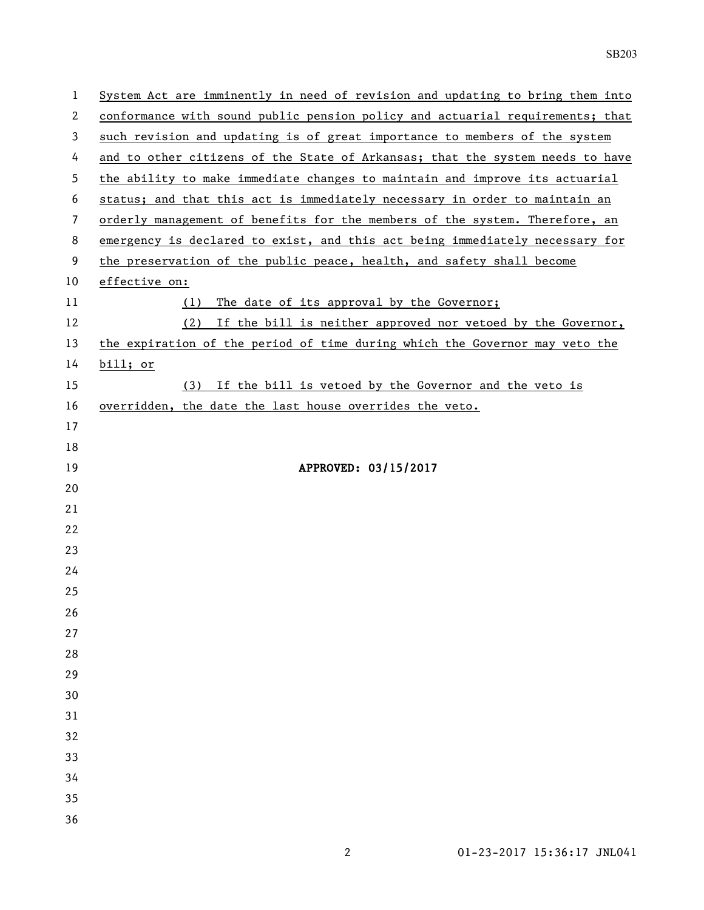System Act are imminently in need of revision and updating to bring them into conformance with sound public pension policy and actuarial requirements; that such revision and updating is of great importance to members of the system and to other citizens of the State of Arkansas; that the system needs to have the ability to make immediate changes to maintain and improve its actuarial status; and that this act is immediately necessary in order to maintain an orderly management of benefits for the members of the system. Therefore, an emergency is declared to exist, and this act being immediately necessary for the preservation of the public peace, health, and safety shall become effective on:

(1) The date of its approval by the Governor;

(2) If the bill is neither approved nor vetoed by the Governor, the expiration of the period of time during which the Governor may veto the bill; or

(3) If the bill is vetoed by the Governor and the veto is overridden, the date the last house overrides the veto.

**APPROVED: 03/15/2017**